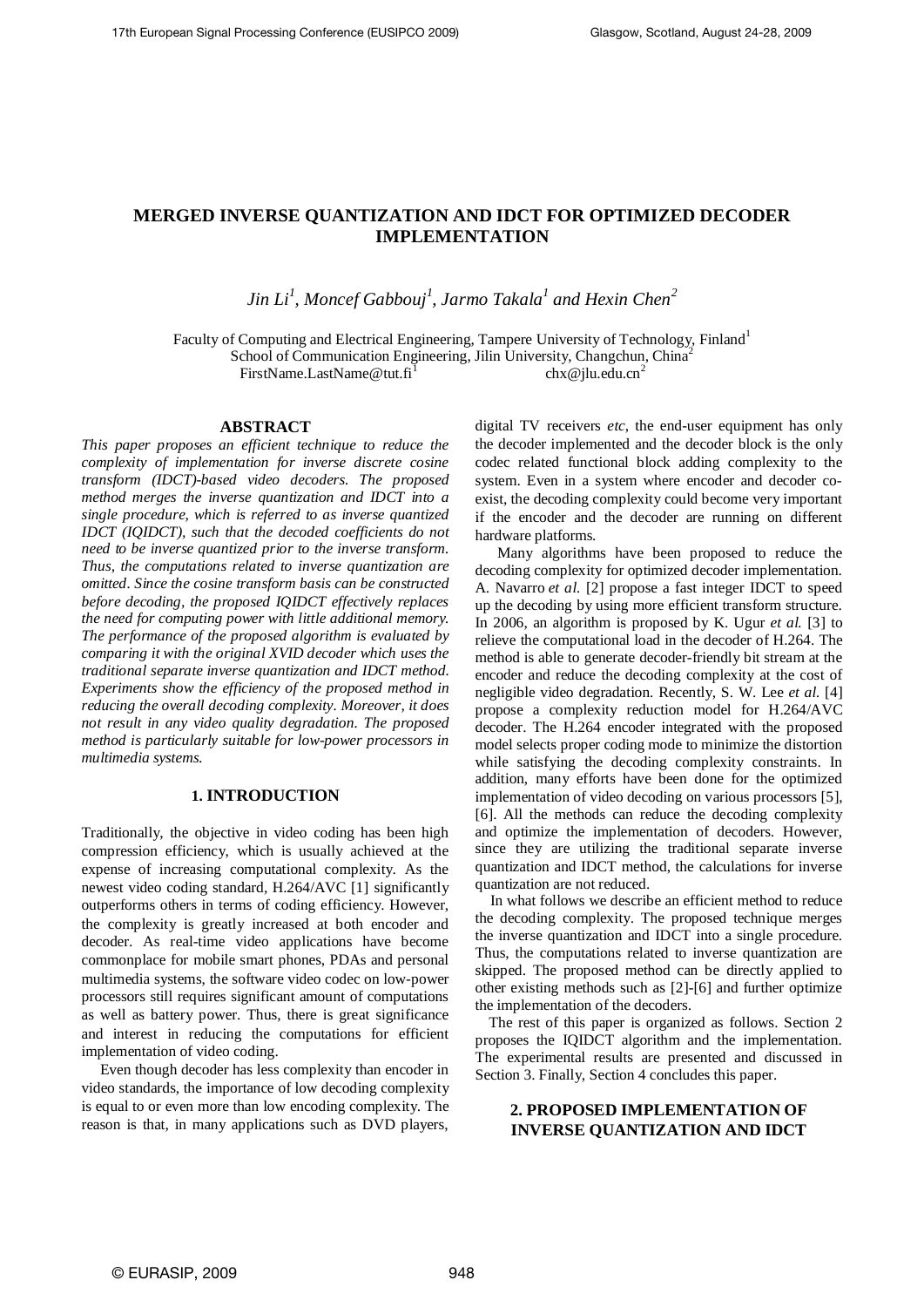# MERGED INVERSE QUANTIZATION AND IDCT FOR OPTIMIZED DECODER IMPLEMENTATION

*Jin Li[1], Moncef Gabbouj[1], Jarmo Takala[1] and Hexin Chen[2]*

Faculty of Computing and Electrical Engineering, Tampere University of Technology, Finland[1]
School of Communication Engineering, Jilin University, Changchun, China[2]
FirstName.LastName@tut.fi[1] chx@jlu.edu.cn[2]

## ABSTRACT

*This paper proposes an efficient technique to reduce the complexity of implementation for inverse discrete cosine transform (IDCT)-based video decoders. The proposed method merges the inverse quantization and IDCT into a single procedure, which is referred to as inverse quantized IDCT (IQIDCT), such that the decoded coefficients do not need to be inverse quantized prior to the inverse transform. Thus, the computations related to inverse quantization are omitted. Since the cosine transform basis can be constructed before decoding, the proposed IQIDCT effectively replaces the need for computing power with little additional memory. The performance of the proposed algorithm is evaluated by comparing it with the original XVID decoder which uses the traditional separate inverse quantization and IDCT method. Experiments show the efficiency of the proposed method in reducing the overall decoding complexity. Moreover, it does not result in any video quality degradation. The proposed method is particularly suitable for low-power processors in multimedia systems.*

## 1. INTRODUCTION

Traditionally, the objective in video coding has been high compression efficiency, which is usually achieved at the expense of increasing computational complexity. As the newest video coding standard, H.264/AVC [1] significantly outperforms others in terms of coding efficiency. However, the complexity is greatly increased at both encoder and decoder. As real-time video applications have become commonplace for mobile smart phones, PDAs and personal multimedia systems, the software video codec on low-power processors still requires significant amount of computations as well as battery power. Thus, there is great significance and interest in reducing the computations for efficient implementation of video coding.

Even though decoder has less complexity than encoder in video standards, the importance of low decoding complexity is equal to or even more than low encoding complexity. The reason is that, in many applications such as DVD players, digital TV receivers *etc*, the end-user equipment has only the decoder implemented and the decoder block is the only codec related functional block adding complexity to the system. Even in a system where encoder and decoder co-exist, the decoding complexity could become very important if the encoder and the decoder are running on different hardware platforms.

Many algorithms have been proposed to reduce the decoding complexity for optimized decoder implementation. A. Navarro *et al.* [2] propose a fast integer IDCT to speed up the decoding by using more efficient transform structure. In 2006, an algorithm is proposed by K. Ugur *et al.* [3] to relieve the computational load in the decoder of H.264. The method is able to generate decoder-friendly bit stream at the encoder and reduce the decoding complexity at the cost of negligible video degradation. Recently, S. W. Lee *et al.* [4] propose a complexity reduction model for H.264/AVC decoder. The H.264 encoder integrated with the proposed model selects proper coding mode to minimize the distortion while satisfying the decoding complexity constraints. In addition, many efforts have been done for the optimized implementation of video decoding on various processors [5], [6]. All the methods can reduce the decoding complexity and optimize the implementation of decoders. However, since they are utilizing the traditional separate inverse quantization and IDCT method, the calculations for inverse quantization are not reduced.

In what follows we describe an efficient method to reduce the decoding complexity. The proposed technique merges the inverse quantization and IDCT into a single procedure. Thus, the computations related to inverse quantization are skipped. The proposed method can be directly applied to other existing methods such as [2]-[6] and further optimize the implementation of the decoders.

The rest of this paper is organized as follows. Section 2 proposes the IQIDCT algorithm and the implementation. The experimental results are presented and discussed in Section 3. Finally, Section 4 concludes this paper.

## 2. PROPOSED IMPLEMENTATION OF INVERSE QUANTIZATION AND IDCT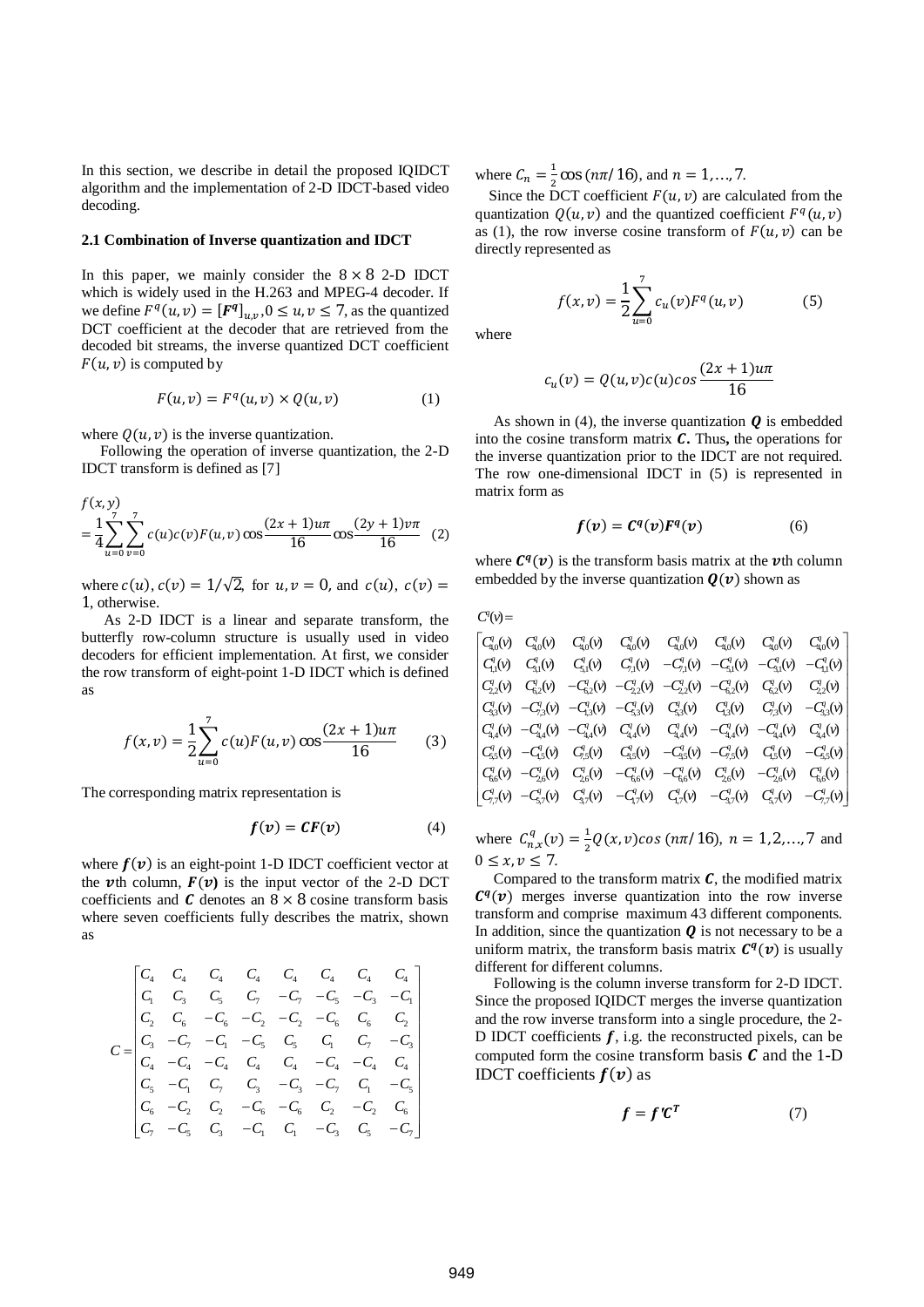In this section, we describe in detail the proposed IQIDCT algorithm and the implementation of 2-D IDCT-based video decoding.

### 2.1 Combination of Inverse quantization and IDCT

In this paper, we mainly consider the $8 \times 8$ 2-D IDCT which is widely used in the H.263 and MPEG-4 decoder. If we define $F^q(u,v) = [\boldsymbol{F^q}]_{u,v}, 0 \le u, v \le 7$, as the quantized DCT coefficient at the decoder that are retrieved from the decoded bit streams, the inverse quantized DCT coefficient $F(u,v)$ is computed by

$$F(u,v) = F^q(u,v) \times Q(u,v) \tag{1}$$

where $Q(u,v)$ is the inverse quantization.

Following the operation of inverse quantization, the 2-D IDCT transform is defined as [7]

$$f(x,y) = \frac{1}{4}\sum_{u=0}^{7}\sum_{v=0}^{7} c(u)c(v)F(u,v)\cos\frac{(2x+1)u\pi}{16}\cos\frac{(2y+1)v\pi}{16} \tag{2}$$

where $c(u), c(v) = 1/\sqrt{2}$, for $u, v = 0$, and $c(u)$, $c(v) = 1$, otherwise.

As 2-D IDCT is a linear and separate transform, the butterfly row-column structure is usually used in video decoders for efficient implementation. At first, we consider the row transform of eight-point 1-D IDCT which is defined as

$$f(x,v) = \frac{1}{2}\sum_{u=0}^{7} c(u)F(u,v)\cos\frac{(2x+1)u\pi}{16} \tag{3}$$

The corresponding matrix representation is

$$\boldsymbol{f(v)} = \boldsymbol{CF(v)} \tag{4}$$

where $\boldsymbol{f(v)}$ is an eight-point 1-D IDCT coefficient vector at the $\boldsymbol{v}$th column, $\boldsymbol{F(v)}$ is the input vector of the 2-D DCT coefficients and $\boldsymbol{C}$ denotes an $8 \times 8$ cosine transform basis where seven coefficients fully describes the matrix, shown as

$$C = \begin{bmatrix} C_4 & C_4 & C_4 & C_4 & C_4 & C_4 & C_4 & C_4 \\ C_1 & C_3 & C_5 & C_7 & -C_7 & -C_5 & -C_3 & -C_1 \\ C_2 & C_6 & -C_6 & -C_2 & -C_2 & -C_6 & C_6 & C_2 \\ C_3 & -C_7 & -C_1 & -C_5 & C_5 & C_1 & C_7 & -C_3 \\ C_4 & -C_4 & -C_4 & C_4 & C_4 & -C_4 & -C_4 & C_4 \\ C_5 & -C_1 & C_7 & C_3 & -C_3 & -C_7 & C_1 & -C_5 \\ C_6 & -C_2 & C_2 & -C_6 & -C_6 & C_2 & -C_2 & C_6 \\ C_7 & -C_5 & C_3 & -C_1 & C_1 & -C_3 & C_5 & -C_7 \end{bmatrix}$$

where $C_n = \frac{1}{2}\cos(n\pi/16)$, and $n = 1,\ldots,7$.

Since the DCT coefficient $F(u,v)$ are calculated from the quantization $Q(u,v)$ and the quantized coefficient $F^q(u,v)$ as (1), the row inverse cosine transform of $F(u,v)$ can be directly represented as

$$f(x,v) = \frac{1}{2}\sum_{u=0}^{7} c_u(v)F^q(u,v) \tag{5}$$

where

$$c_u(v) = Q(u,v)c(u)\cos\frac{(2x+1)u\pi}{16}$$

As shown in (4), the inverse quantization $\boldsymbol{Q}$ is embedded into the cosine transform matrix $\boldsymbol{C}$. Thus**,** the operations for the inverse quantization prior to the IDCT are not required. The row one-dimensional IDCT in (5) is represented in matrix form as

$$\boldsymbol{f(v)} = \boldsymbol{C^q(v)F^q(v)} \tag{6}$$

where $\boldsymbol{C^q(v)}$ is the transform basis matrix at the $\boldsymbol{v}$th column embedded by the inverse quantization $\boldsymbol{Q(v)}$ shown as

$$C^q(v) = \begin{bmatrix} C^q_{4,0}(v) & C^q_{4,0}(v) & C^q_{4,0}(v) & C^q_{4,0}(v) & C^q_{4,0}(v) & C^q_{4,0}(v) & C^q_{4,0}(v) & C^q_{4,0}(v) \\ C^q_{1,1}(v) & C^q_{3,1}(v) & C^q_{5,1}(v) & C^q_{7,1}(v) & -C^q_{7,1}(v) & -C^q_{5,1}(v) & -C^q_{3,1}(v) & -C^q_{1,1}(v) \\ C^q_{2,2}(v) & C^q_{6,2}(v) & -C^q_{6,2}(v) & -C^q_{2,2}(v) & -C^q_{2,2}(v) & -C^q_{6,2}(v) & C^q_{6,2}(v) & C^q_{2,2}(v) \\ C^q_{3,3}(v) & -C^q_{7,3}(v) & -C^q_{1,3}(v) & -C^q_{5,3}(v) & C^q_{5,3}(v) & C^q_{1,3}(v) & C^q_{7,3}(v) & -C^q_{3,3}(v) \\ C^q_{4,4}(v) & -C^q_{4,4}(v) & -C^q_{4,4}(v) & C^q_{4,4}(v) & C^q_{4,4}(v) & -C^q_{4,4}(v) & -C^q_{4,4}(v) & C^q_{4,4}(v) \\ C^q_{5,5}(v) & -C^q_{1,5}(v) & C^q_{7,5}(v) & C^q_{3,5}(v) & -C^q_{3,5}(v) & -C^q_{7,5}(v) & C^q_{1,5}(v) & -C^q_{5,5}(v) \\ C^q_{6,6}(v) & -C^q_{2,6}(v) & C^q_{2,6}(v) & -C^q_{6,6}(v) & -C^q_{6,6}(v) & C^q_{2,6}(v) & -C^q_{2,6}(v) & C^q_{6,6}(v) \\ C^q_{7,7}(v) & -C^q_{5,7}(v) & C^q_{3,7}(v) & -C^q_{1,7}(v) & C^q_{1,7}(v) & -C^q_{3,7}(v) & C^q_{5,7}(v) & -C^q_{7,7}(v) \end{bmatrix}$$

where $C^q_{n,x}(v) = \frac{1}{2}Q(x,v)\cos(n\pi/16)$, $n = 1,2,\ldots,7$ and $0 \le x, v \le 7$.

Compared to the transform matrix $\boldsymbol{C}$, the modified matrix $\boldsymbol{C^q(v)}$ merges inverse quantization into the row inverse transform and comprise maximum 43 different components. In addition, since the quantization $\boldsymbol{Q}$ is not necessary to be a uniform matrix, the transform basis matrix $\boldsymbol{C^q(v)}$ is usually different for different columns.

Following is the column inverse transform for 2-D IDCT. Since the proposed IQIDCT merges the inverse quantization and the row inverse transform into a single procedure, the 2-D IDCT coefficients $\boldsymbol{f}$, i.e. the reconstructed pixels, can be computed form the cosine transform basis $\boldsymbol{C}$ and the 1-D IDCT coefficients $\boldsymbol{f(v)}$ as

$$\boldsymbol{f} = \boldsymbol{f'C^T} \tag{7}$$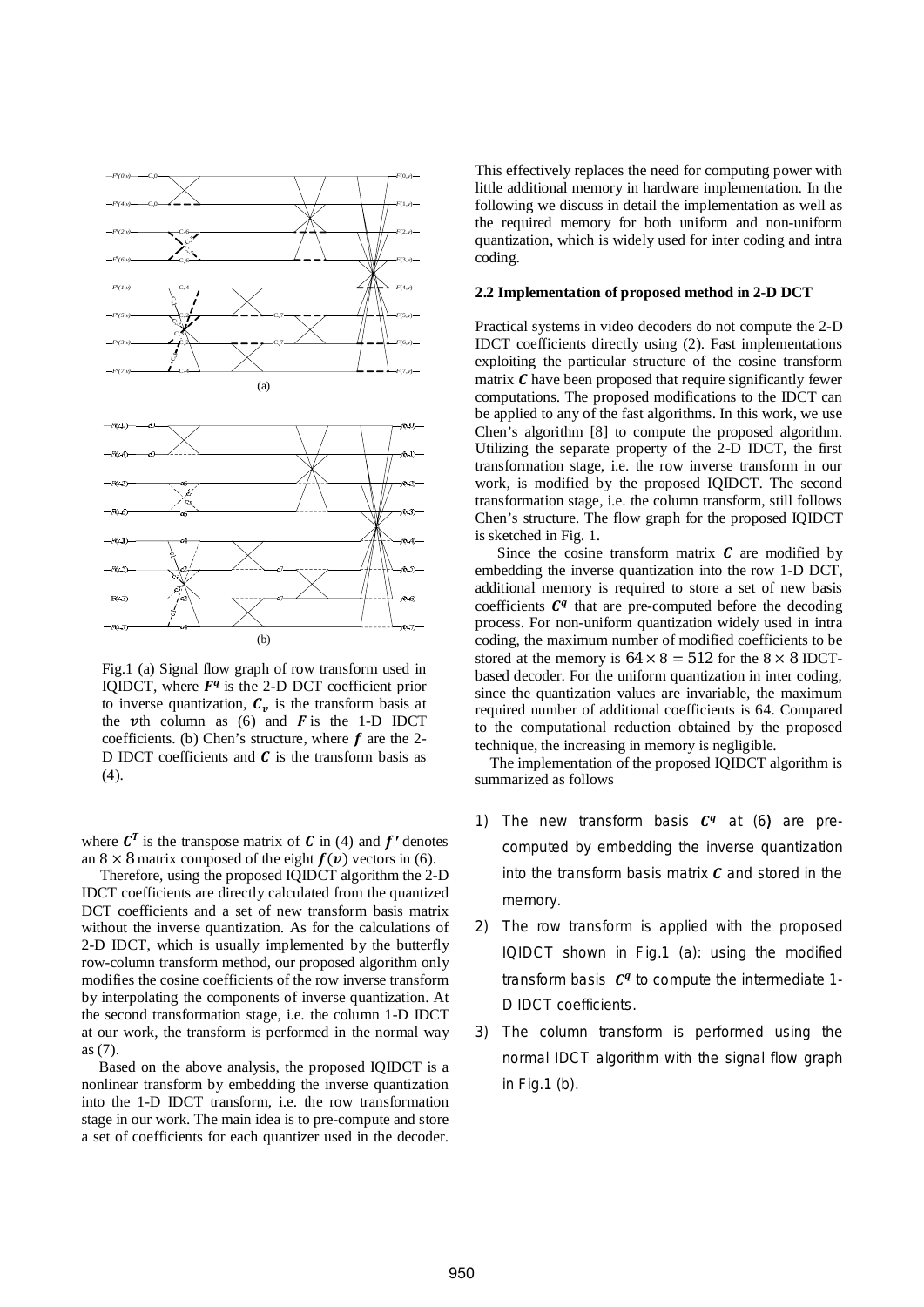Fig.1 (a) Signal flow graph of row transform used in IQIDCT, where $\boldsymbol{F^q}$ is the 2-D DCT coefficient prior to inverse quantization, $\boldsymbol{C_v}$ is the transform basis at the $\boldsymbol{v}$th column as (6) and $\boldsymbol{F}$ is the 1-D IDCT coefficients. (b) Chen's structure, where $\boldsymbol{f}$ are the 2-D IDCT coefficients and $\boldsymbol{C}$ is the transform basis as (4).

where $\boldsymbol{C^T}$ is the transpose matrix of $\boldsymbol{C}$ in (4) and $\boldsymbol{f'}$ denotes an $8 \times 8$ matrix composed of the eight $\boldsymbol{f(v)}$ vectors in (6).

Therefore, using the proposed IQIDCT algorithm the 2-D IDCT coefficients are directly calculated from the quantized DCT coefficients and a set of new transform basis matrix without the inverse quantization. As for the calculations of 2-D IDCT, which is usually implemented by the butterfly row-column transform method, our proposed algorithm only modifies the cosine coefficients of the row inverse transform by interpolating the components of inverse quantization. At the second transformation stage, i.e. the column 1-D IDCT at our work, the transform is performed in the normal way as (7).

Based on the above analysis, the proposed IQIDCT is a nonlinear transform by embedding the inverse quantization into the 1-D IDCT transform, i.e. the row transformation stage in our work. The main idea is to pre-compute and store a set of coefficients for each quantizer used in the decoder. This effectively replaces the need for computing power with little additional memory in hardware implementation. In the following we discuss in detail the implementation as well as the required memory for both uniform and non-uniform quantization, which is widely used for inter coding and intra coding.

### 2.2 Implementation of proposed method in 2-D DCT

Practical systems in video decoders do not compute the 2-D IDCT coefficients directly using (2). Fast implementations exploiting the particular structure of the cosine transform matrix $\boldsymbol{C}$ have been proposed that require significantly fewer computations. The proposed modifications to the IDCT can be applied to any of the fast algorithms. In this work, we use Chen's algorithm [8] to compute the proposed algorithm. Utilizing the separate property of the 2-D IDCT, the first transformation stage, i.e. the row inverse transform in our work, is modified by the proposed IQIDCT. The second transformation stage, i.e. the column transform, still follows Chen's structure. The flow graph for the proposed IQIDCT is sketched in Fig. 1.

Since the cosine transform matrix $\boldsymbol{C}$ are modified by embedding the inverse quantization into the row 1-D DCT, additional memory is required to store a set of new basis coefficients $\boldsymbol{C^q}$ that are pre-computed before the decoding process. For non-uniform quantization widely used in intra coding, the maximum number of modified coefficients to be stored at the memory is $64 \times 8 = 512$ for the $8 \times 8$ IDCT-based decoder. For the uniform quantization in inter coding, since the quantization values are invariable, the maximum required number of additional coefficients is 64. Compared to the computational reduction obtained by the proposed technique, the increasing in memory is negligible.

The implementation of the proposed IQIDCT algorithm is summarized as follows

1) The new transform basis $\boldsymbol{C^q}$ at (6) are pre-computed by embedding the inverse quantization into the transform basis matrix $\boldsymbol{C}$ and stored in the memory.
2) The row transform is applied with the proposed IQIDCT shown in Fig.1 (a): using the modified transform basis $\boldsymbol{C^q}$ to compute the intermediate 1-D IDCT coefficients.
3) The column transform is performed using the normal IDCT algorithm with the signal flow graph in Fig.1 (b).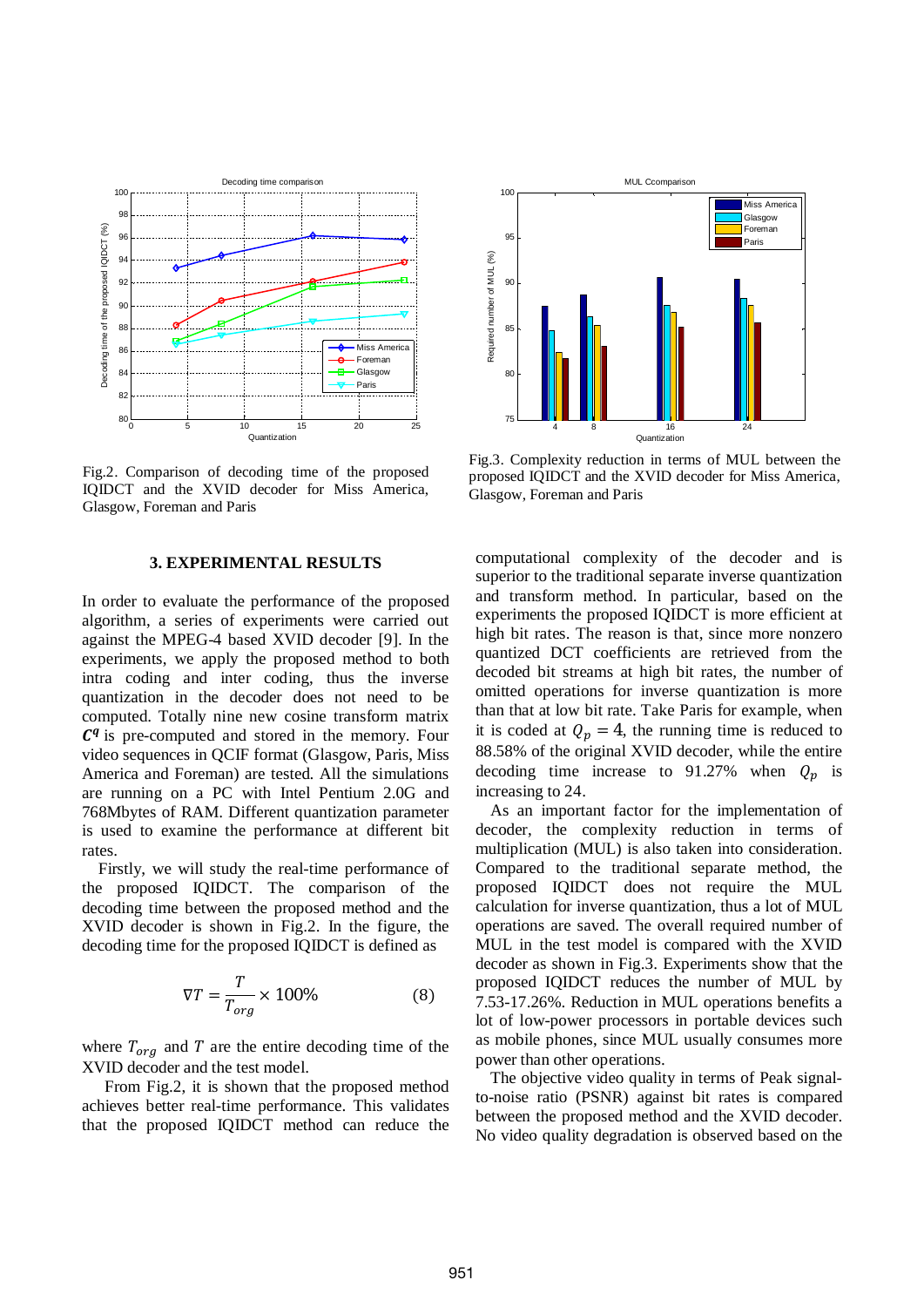Fig.2. Comparison of decoding time of the proposed IQIDCT and the XVID decoder for Miss America, Glasgow, Foreman and Paris

Fig.3. Complexity reduction in terms of MUL between the proposed IQIDCT and the XVID decoder for Miss America, Glasgow, Foreman and Paris

### 3. EXPERIMENTAL RESULTS

In order to evaluate the performance of the proposed algorithm, a series of experiments were carried out against the MPEG-4 based XVID decoder [9]. In the experiments, we apply the proposed method to both intra coding and inter coding, thus the inverse quantization in the decoder does not need to be computed. Totally nine new cosine transform matrix $\boldsymbol{C}^q$ is pre-computed and stored in the memory. Four video sequences in QCIF format (Glasgow, Paris, Miss America and Foreman) are tested. All the simulations are running on a PC with Intel Pentium 2.0G and 768Mbytes of RAM. Different quantization parameter is used to examine the performance at different bit rates.

Firstly, we will study the real-time performance of the proposed IQIDCT. The comparison of the decoding time between the proposed method and the XVID decoder is shown in Fig.2. In the figure, the decoding time for the proposed IQIDCT is defined as

$$\nabla T = \frac{T}{T_{org}} \times 100\% \tag{8}$$

where $T_{org}$ and $T$ are the entire decoding time of the XVID decoder and the test model.

From Fig.2, it is shown that the proposed method achieves better real-time performance. This validates that the proposed IQIDCT method can reduce the computational complexity of the decoder and is superior to the traditional separate inverse quantization and transform method. In particular, based on the experiments the proposed IQIDCT is more efficient at high bit rates. The reason is that, since more nonzero quantized DCT coefficients are retrieved from the decoded bit streams at high bit rates, the number of omitted operations for inverse quantization is more than that at low bit rate. Take Paris for example, when it is coded at $Q_p = 4$, the running time is reduced to 88.58% of the original XVID decoder, while the entire decoding time increase to 91.27% when $Q_p$ is increasing to 24.

As an important factor for the implementation of decoder, the complexity reduction in terms of multiplication (MUL) is also taken into consideration. Compared to the traditional separate method, the proposed IQIDCT does not require the MUL calculation for inverse quantization, thus a lot of MUL operations are saved. The overall required number of MUL in the test model is compared with the XVID decoder as shown in Fig.3. Experiments show that the proposed IQIDCT reduces the number of MUL by 7.53-17.26%. Reduction in MUL operations benefits a lot of low-power processors in portable devices such as mobile phones, since MUL usually consumes more power than other operations.

The objective video quality in terms of Peak signal-to-noise ratio (PSNR) against bit rates is compared between the proposed method and the XVID decoder. No video quality degradation is observed based on the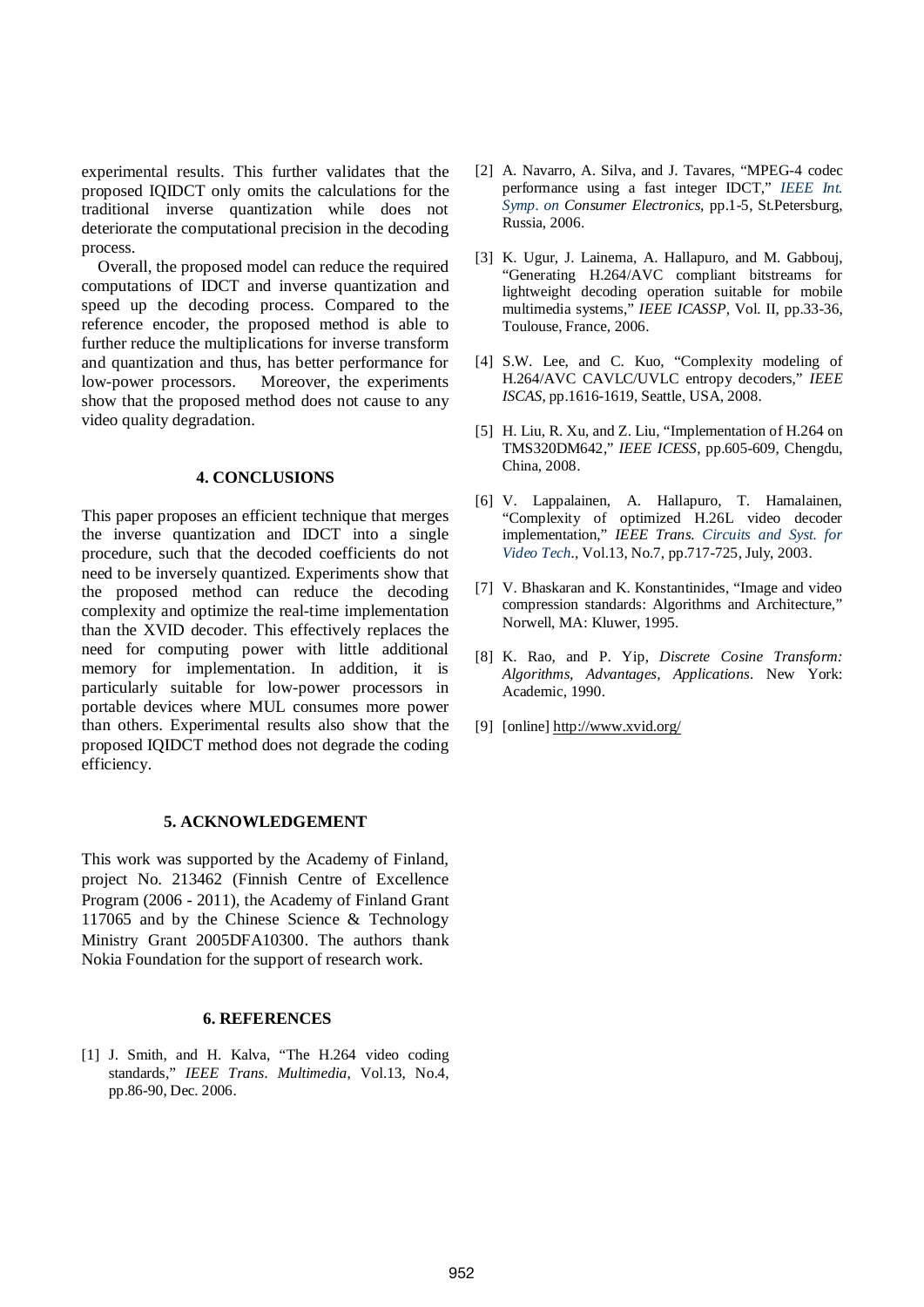experimental results. This further validates that the proposed IQIDCT only omits the calculations for the traditional inverse quantization while does not deteriorate the computational precision in the decoding process.

Overall, the proposed model can reduce the required computations of IDCT and inverse quantization and speed up the decoding process. Compared to the reference encoder, the proposed method is able to further reduce the multiplications for inverse transform and quantization and thus, has better performance for low-power processors. Moreover, the experiments show that the proposed method does not cause to any video quality degradation.

## 4. CONCLUSIONS

This paper proposes an efficient technique that merges the inverse quantization and IDCT into a single procedure, such that the decoded coefficients do not need to be inversely quantized. Experiments show that the proposed method can reduce the decoding complexity and optimize the real-time implementation than the XVID decoder. This effectively replaces the need for computing power with little additional memory for implementation. In addition, it is particularly suitable for low-power processors in portable devices where MUL consumes more power than others. Experimental results also show that the proposed IQIDCT method does not degrade the coding efficiency.

## 5. ACKNOWLEDGEMENT

This work was supported by the Academy of Finland, project No. 213462 (Finnish Centre of Excellence Program (2006 - 2011), the Academy of Finland Grant 117065 and by the Chinese Science & Technology Ministry Grant 2005DFA10300. The authors thank Nokia Foundation for the support of research work.

## 6. REFERENCES

[1] J. Smith, and H. Kalva, "The H.264 video coding standards," *IEEE Trans. Multimedia*, Vol.13, No.4, pp.86-90, Dec. 2006.

[2] A. Navarro, A. Silva, and J. Tavares, "MPEG-4 codec performance using a fast integer IDCT," *IEEE Int. Symp. on Consumer Electronics*, pp.1-5, St.Petersburg, Russia, 2006.

[3] K. Ugur, J. Lainema, A. Hallapuro, and M. Gabbouj, "Generating H.264/AVC compliant bitstreams for lightweight decoding operation suitable for mobile multimedia systems," *IEEE ICASSP*, Vol. II, pp.33-36, Toulouse, France, 2006.

[4] S.W. Lee, and C. Kuo, "Complexity modeling of H.264/AVC CAVLC/UVLC entropy decoders," *IEEE ISCAS*, pp.1616-1619, Seattle, USA, 2008.

[5] H. Liu, R. Xu, and Z. Liu, "Implementation of H.264 on TMS320DM642," *IEEE ICESS*, pp.605-609, Chengdu, China, 2008.

[6] V. Lappalainen, A. Hallapuro, T. Hamalainen, "Complexity of optimized H.26L video decoder implementation," *IEEE Trans. Circuits and Syst. for Video Tech.*, Vol.13, No.7, pp.717-725, July, 2003.

[7] V. Bhaskaran and K. Konstantinides, "Image and video compression standards: Algorithms and Architecture," Norwell, MA: Kluwer, 1995.

[8] K. Rao, and P. Yip, *Discrete Cosine Transform: Algorithms, Advantages, Applications*. New York: Academic, 1990.

[9] [online] http://www.xvid.org/